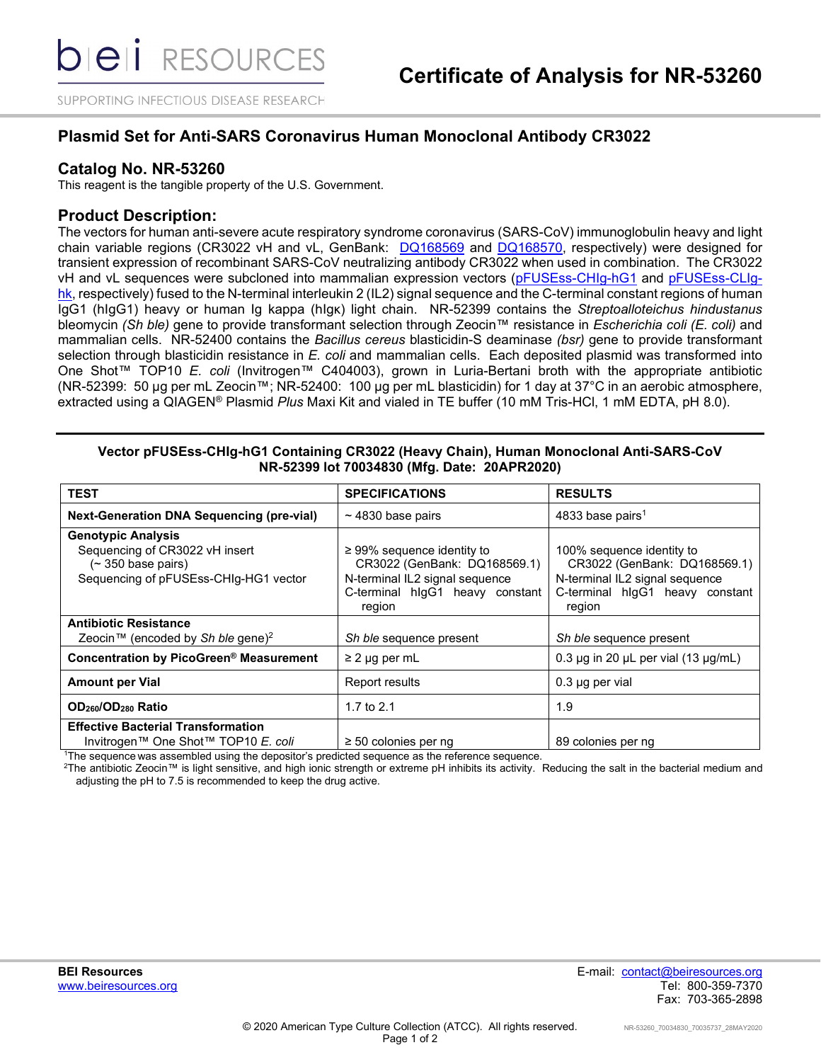# Certificate of Analysis for NR-53260

## Plasmid Set for Anti-SARS Coronavirus Human Monoclonal Antibody CR3022

## Catalog No. NR-53260

This reagent is the tangible property of the U.S. Government.

## Product Description:

The vectors for human anti-severe acute respiratory syndrome coronavirus (SARS-CoV) immunoglobulin heavy and light chain variable regions (CR3022 vH and vL, GenBank: DQ168569 and DQ168570, respectively) were designed for transient expression of recombinant SARS-CoV neutralizing antibody CR3022 when used in combination. The CR3022 vH and vL sequences were subcloned into mammalian expression vectors (pFUSEss-CHIg-hG1 and pFUSEss-CLIg-hk, respectively) fused to the N-terminal interleukin 2 (IL2) signal sequence and the C-terminal constant regions of human IgG1 (hIgG1) heavy or human Ig kappa (hIgκ) light chain. NR-52399 contains the *Streptoalloteichus hindustanus* bleomycin *(Sh ble)* gene to provide transformant selection through Zeocin™ resistance in *Escherichia coli (E. coli)* and mammalian cells. NR-52400 contains the *Bacillus cereus* blasticidin-S deaminase *(bsr)* gene to provide transformant selection through blasticidin resistance in *E. coli* and mammalian cells. Each deposited plasmid was transformed into One Shot™ TOP10 *E. coli* (Invitrogen™ C404003), grown in Luria-Bertani broth with the appropriate antibiotic (NR-52399: 50 µg per mL Zeocin™; NR-52400: 100 µg per mL blasticidin) for 1 day at 37°C in an aerobic atmosphere, extracted using a QIAGEN® Plasmid *Plus* Maxi Kit and vialed in TE buffer (10 mM Tris-HCl, 1 mM EDTA, pH 8.0).

**Vector pFUSEss-CHIg-hG1 Containing CR3022 (Heavy Chain), Human Monoclonal Anti-SARS-CoV NR-52399 lot 70034830 (Mfg. Date: 20APR2020)**

| TEST | SPECIFICATIONS | RESULTS |
|---|---|---|
| **Next-Generation DNA Sequencing (pre-vial)** | ~ 4830 base pairs | 4833 base pairs[1] |
| **Genotypic Analysis**<br>Sequencing of CR3022 vH insert (~ 350 base pairs)<br>Sequencing of pFUSEss-CHIg-HG1 vector | ≥ 99% sequence identity to CR3022 (GenBank: DQ168569.1)<br>N-terminal IL2 signal sequence<br>C-terminal hIgG1 heavy constant region | 100% sequence identity to CR3022 (GenBank: DQ168569.1)<br>N-terminal IL2 signal sequence<br>C-terminal hIgG1 heavy constant region |
| **Antibiotic Resistance**<br>Zeocin™ (encoded by *Sh ble* gene)[2] | *Sh ble* sequence present | *Sh ble* sequence present |
| **Concentration by PicoGreen® Measurement** | ≥ 2 µg per mL | 0.3 µg in 20 µL per vial (13 µg/mL) |
| **Amount per Vial** | Report results | 0.3 µg per vial |
| **$OD_{260}/OD_{280}$ Ratio** | 1.7 to 2.1 | 1.9 |
| **Effective Bacterial Transformation**<br>Invitrogen™ One Shot™ TOP10 *E. coli* | ≥ 50 colonies per ng | 89 colonies per ng |

[1]The sequence was assembled using the depositor's predicted sequence as the reference sequence.

[2]The antibiotic Zeocin™ is light sensitive, and high ionic strength or extreme pH inhibits its activity. Reducing the salt in the bacterial medium and adjusting the pH to 7.5 is recommended to keep the drug active.

**BEI Resources**
www.beiresources.org

E-mail: contact@beiresources.org
Tel: 800-359-7370
Fax: 703-365-2898

© 2020 American Type Culture Collection (ATCC). All rights reserved.

NR-53260_70034830_70035737_28MAY2020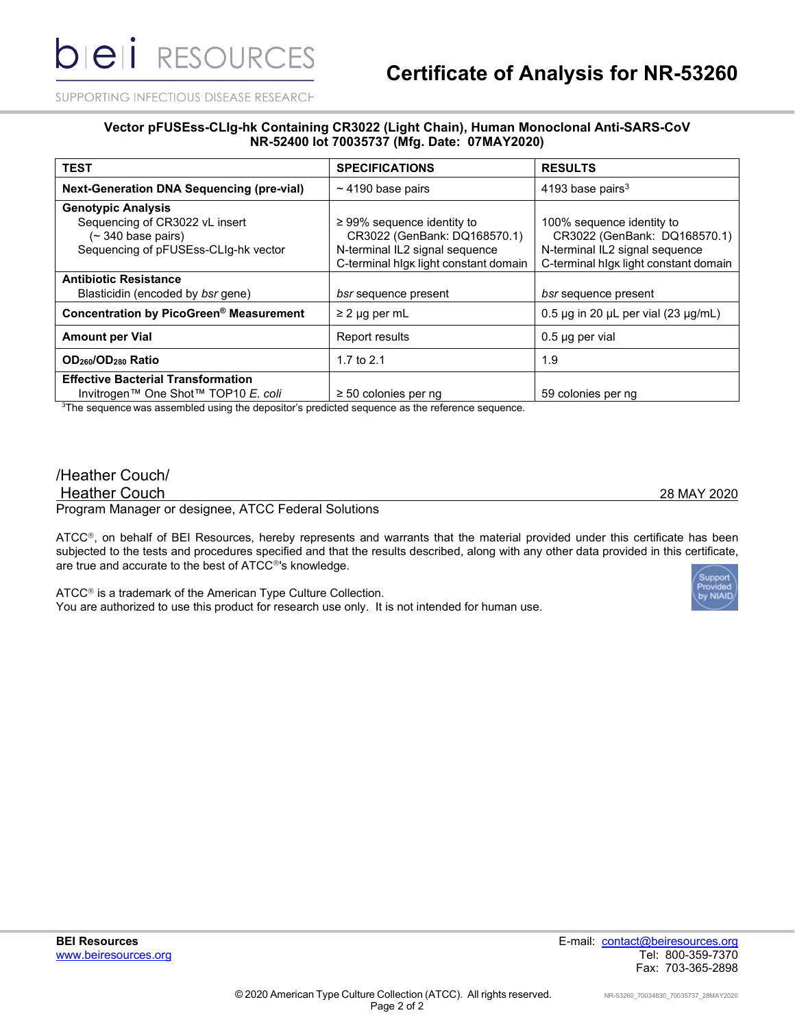# Certificate of Analysis for NR-53260

**Vector pFUSEss-CLIg-hk Containing CR3022 (Light Chain), Human Monoclonal Anti-SARS-CoV NR-52400 lot 70035737 (Mfg. Date: 07MAY2020)**

| TEST | SPECIFICATIONS | RESULTS |
|---|---|---|
| **Next-Generation DNA Sequencing (pre-vial)** | ~ 4190 base pairs | 4193 base pairs[3] |
| **Genotypic Analysis**<br>Sequencing of CR3022 vL insert (~ 340 base pairs)<br>Sequencing of pFUSEss-CLIg-hk vector | ≥ 99% sequence identity to CR3022 (GenBank: DQ168570.1)<br>N-terminal IL2 signal sequence<br>C-terminal hIgκ light constant domain | 100% sequence identity to CR3022 (GenBank: DQ168570.1)<br>N-terminal IL2 signal sequence<br>C-terminal hIgκ light constant domain |
| **Antibiotic Resistance**<br>Blasticidin (encoded by *bsr* gene) | *bsr* sequence present | *bsr* sequence present |
| **Concentration by PicoGreen® Measurement** | ≥ 2 µg per mL | 0.5 µg in 20 µL per vial (23 µg/mL) |
| **Amount per Vial** | Report results | 0.5 µg per vial |
| **$OD_{260}/OD_{280}$ Ratio** | 1.7 to 2.1 | 1.9 |
| **Effective Bacterial Transformation**<br>Invitrogen™ One Shot™ TOP10 *E. coli* | ≥ 50 colonies per ng | 59 colonies per ng |

[3]The sequence was assembled using the depositor's predicted sequence as the reference sequence.

/Heather Couch/
Heather Couch 28 MAY 2020
Program Manager or designee, ATCC Federal Solutions

ATCC®, on behalf of BEI Resources, hereby represents and warrants that the material provided under this certificate has been subjected to the tests and procedures specified and that the results described, along with any other data provided in this certificate, are true and accurate to the best of ATCC®'s knowledge.

ATCC® is a trademark of the American Type Culture Collection.
You are authorized to use this product for research use only. It is not intended for human use.

**BEI Resources**
www.beiresources.org

E-mail: contact@beiresources.org
Tel: 800-359-7370
Fax: 703-365-2898

© 2020 American Type Culture Collection (ATCC). All rights reserved.